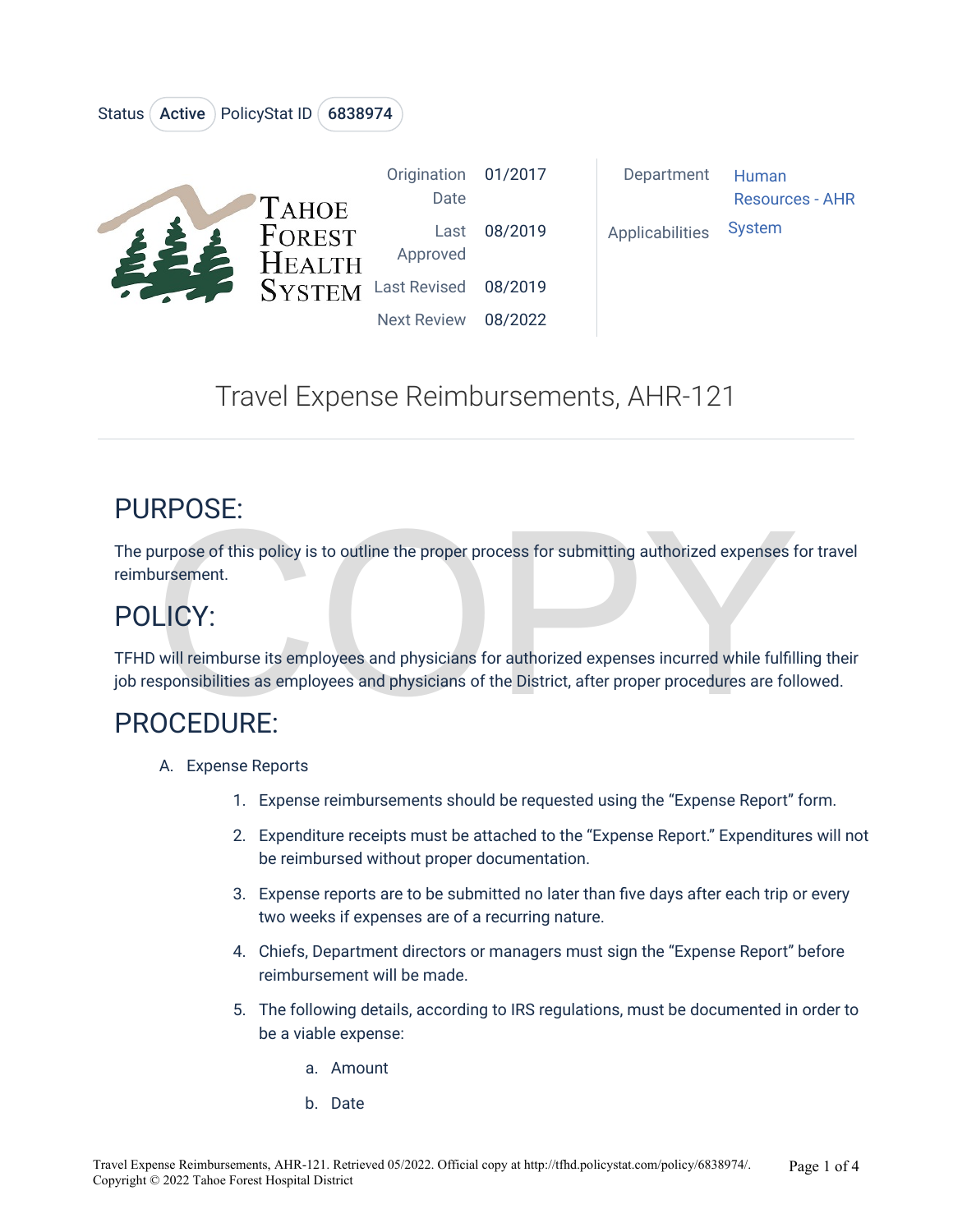Status: Active | PolicyStat ID: 6838974

| | | | |
|---|---|---|---|
| Origination Date | 01/2017 | Department | Human Resources - AHR |
| Last Approved | 08/2019 | Applicabilities | System |
| Last Revised | 08/2019 | | |
| Next Review | 08/2022 | | |

# Travel Expense Reimbursements, AHR-121

## PURPOSE:

The purpose of this policy is to outline the proper process for submitting authorized expenses for travel reimbursement.

## POLICY:

TFHD will reimburse its employees and physicians for authorized expenses incurred while fulfilling their job responsibilities as employees and physicians of the District, after proper procedures are followed.

## PROCEDURE:

A. Expense Reports

1. Expense reimbursements should be requested using the "Expense Report" form.
2. Expenditure receipts must be attached to the "Expense Report." Expenditures will not be reimbursed without proper documentation.
3. Expense reports are to be submitted no later than five days after each trip or every two weeks if expenses are of a recurring nature.
4. Chiefs, Department directors or managers must sign the "Expense Report" before reimbursement will be made.
5. The following details, according to IRS regulations, must be documented in order to be a viable expense:
    a. Amount
    b. Date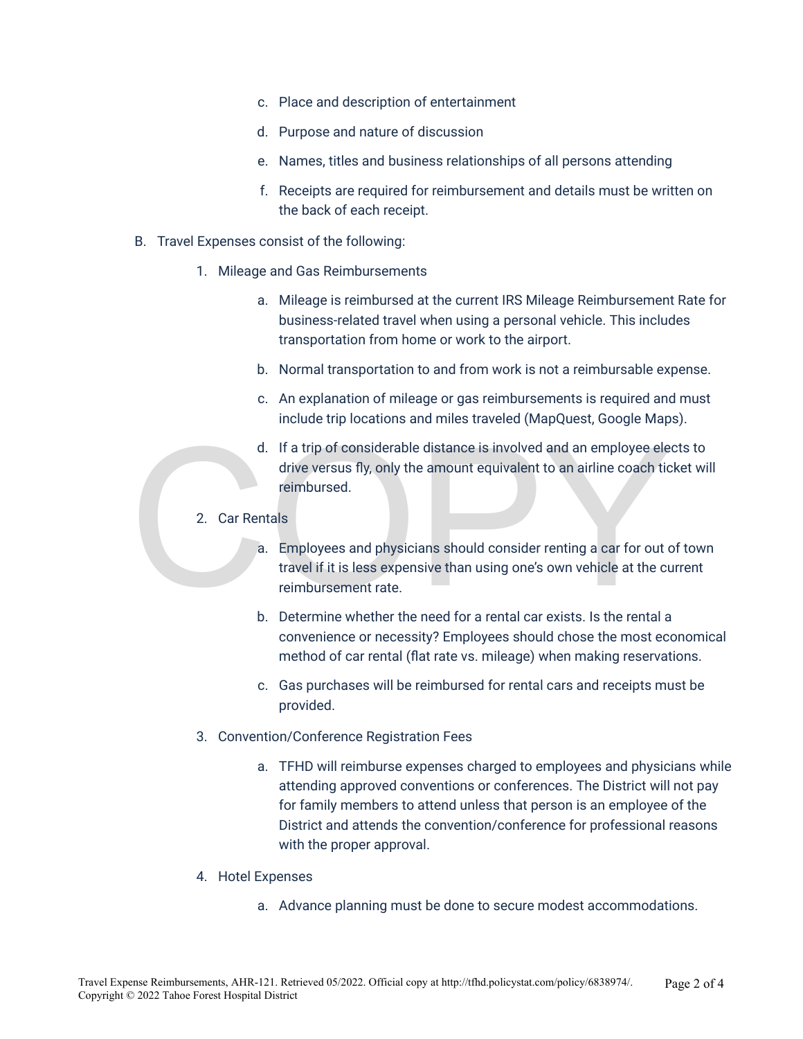c. Place and description of entertainment

d. Purpose and nature of discussion

e. Names, titles and business relationships of all persons attending

f. Receipts are required for reimbursement and details must be written on the back of each receipt.

B. Travel Expenses consist of the following:

1. Mileage and Gas Reimbursements

   a. Mileage is reimbursed at the current IRS Mileage Reimbursement Rate for business-related travel when using a personal vehicle. This includes transportation from home or work to the airport.

   b. Normal transportation to and from work is not a reimbursable expense.

   c. An explanation of mileage or gas reimbursements is required and must include trip locations and miles traveled (MapQuest, Google Maps).

   d. If a trip of considerable distance is involved and an employee elects to drive versus fly, only the amount equivalent to an airline coach ticket will reimbursed.

2. Car Rentals

   a. Employees and physicians should consider renting a car for out of town travel if it is less expensive than using one's own vehicle at the current reimbursement rate.

   b. Determine whether the need for a rental car exists. Is the rental a convenience or necessity? Employees should chose the most economical method of car rental (flat rate vs. mileage) when making reservations.

   c. Gas purchases will be reimbursed for rental cars and receipts must be provided.

3. Convention/Conference Registration Fees

   a. TFHD will reimburse expenses charged to employees and physicians while attending approved conventions or conferences. The District will not pay for family members to attend unless that person is an employee of the District and attends the convention/conference for professional reasons with the proper approval.

4. Hotel Expenses

   a. Advance planning must be done to secure modest accommodations.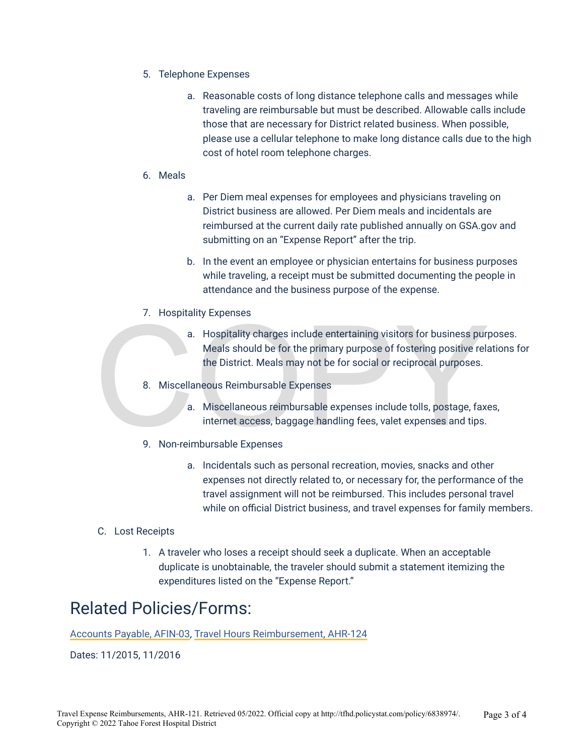5. Telephone Expenses

    a. Reasonable costs of long distance telephone calls and messages while traveling are reimbursable but must be described. Allowable calls include those that are necessary for District related business. When possible, please use a cellular telephone to make long distance calls due to the high cost of hotel room telephone charges.

6. Meals

    a. Per Diem meal expenses for employees and physicians traveling on District business are allowed. Per Diem meals and incidentals are reimbursed at the current daily rate published annually on GSA.gov and submitting on an "Expense Report" after the trip.

    b. In the event an employee or physician entertains for business purposes while traveling, a receipt must be submitted documenting the people in attendance and the business purpose of the expense.

7. Hospitality Expenses

    a. Hospitality charges include entertaining visitors for business purposes. Meals should be for the primary purpose of fostering positive relations for the District. Meals may not be for social or reciprocal purposes.

8. Miscellaneous Reimbursable Expenses

    a. Miscellaneous reimbursable expenses include tolls, postage, faxes, internet access, baggage handling fees, valet expenses and tips.

9. Non-reimbursable Expenses

    a. Incidentals such as personal recreation, movies, snacks and other expenses not directly related to, or necessary for, the performance of the travel assignment will not be reimbursed. This includes personal travel while on official District business, and travel expenses for family members.

C. Lost Receipts

1. A traveler who loses a receipt should seek a duplicate. When an acceptable duplicate is unobtainable, the traveler should submit a statement itemizing the expenditures listed on the "Expense Report."

# Related Policies/Forms:

Accounts Payable, AFIN-03, Travel Hours Reimbursement, AHR-124

Dates: 11/2015, 11/2016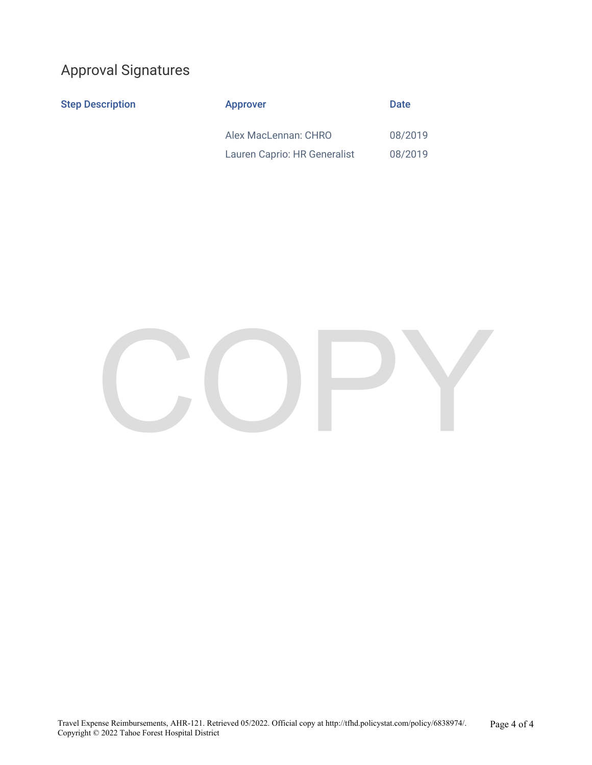## Approval Signatures

| Step Description | Approver | Date |
|---|---|---|
| | Alex MacLennan: CHRO | 08/2019 |
| | Lauren Caprio: HR Generalist | 08/2019 |